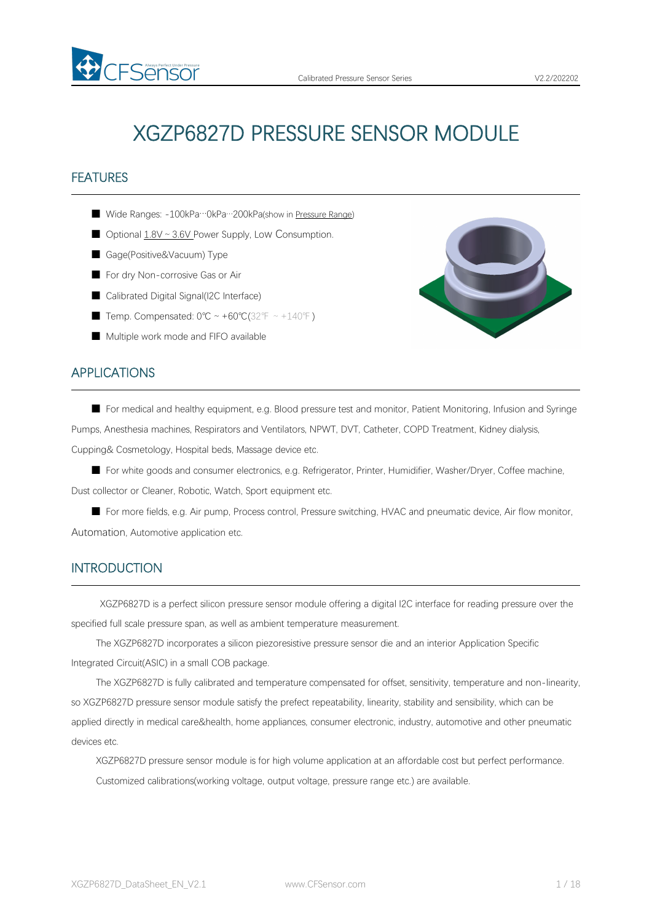# XGZP6827D PRESSURE SENSOR MODULE

## FEATURES

- Wide Ranges: -100kPa···0kPa···200kPa(show in Pressure Range)
- Optional 1.8V ~ 3.6V Power Supply, Low Consumption.
- Gage(Positive&Vacuum) Type
- For dry Non-corrosive Gas or Air
- Calibrated Digital Signal(I2C Interface)
- Temp. Compensated: 0℃ ~ +60℃(32℉ ~ +140℉)
- Multiple work mode and FIFO available

## APPLICATIONS

- For medical and healthy equipment, e.g. Blood pressure test and monitor, Patient Monitoring, Infusion and Syringe Pumps, Anesthesia machines, Respirators and Ventilators, NPWT, DVT, Catheter, COPD Treatment, Kidney dialysis, Cupping& Cosmetology, Hospital beds, Massage device etc.
- For white goods and consumer electronics, e.g. Refrigerator, Printer, Humidifier, Washer/Dryer, Coffee machine, Dust collector or Cleaner, Robotic, Watch, Sport equipment etc.
- For more fields, e.g. Air pump, Process control, Pressure switching, HVAC and pneumatic device, Air flow monitor, Automation, Automotive application etc.

## INTRODUCTION

XGZP6827D is a perfect silicon pressure sensor module offering a digital I2C interface for reading pressure over the specified full scale pressure span, as well as ambient temperature measurement.

The XGZP6827D incorporates a silicon piezoresistive pressure sensor die and an interior Application Specific Integrated Circuit(ASIC) in a small COB package.

The XGZP6827D is fully calibrated and temperature compensated for offset, sensitivity, temperature and non-linearity, so XGZP6827D pressure sensor module satisfy the prefect repeatability, linearity, stability and sensibility, which can be applied directly in medical care&health, home appliances, consumer electronic, industry, automotive and other pneumatic devices etc.

XGZP6827D pressure sensor module is for high volume application at an affordable cost but perfect performance.

Customized calibrations(working voltage, output voltage, pressure range etc.) are available.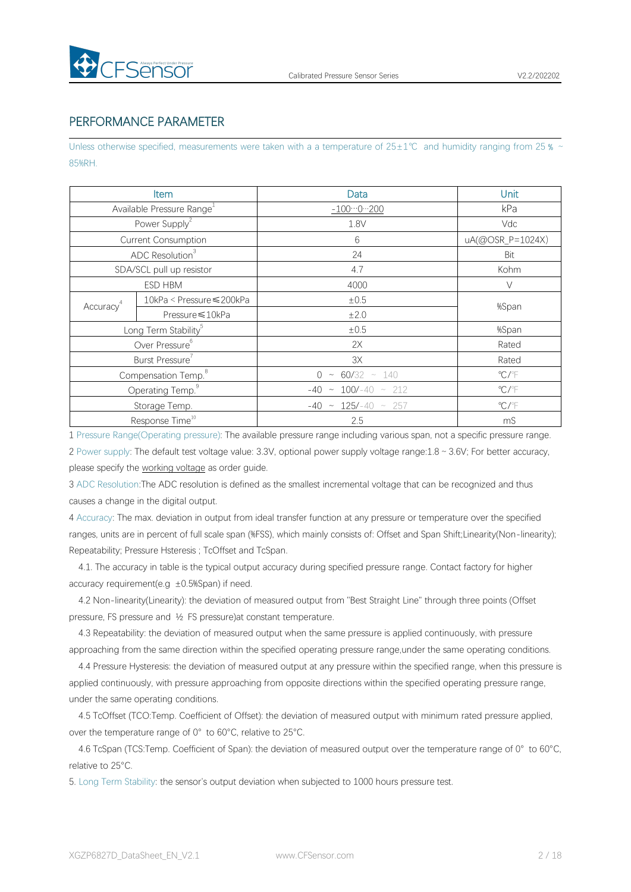## PERFORMANCE PARAMETER

Unless otherwise specified, measurements were taken with a a temperature of 25±1℃ and humidity ranging from 25 % ~ 85%RH.

| Item | | Data | Unit |
|---|---|---|---|
| Available Pressure Range[1] | | -100…0…200 | kPa |
| Power Supply[2] | | 1.8V | Vdc |
| Current Consumption | | 6 | uA(@OSR_P=1024X) |
| ADC Resolution[3] | | 24 | Bit |
| SDA/SCL pull up resistor | | 4.7 | Kohm |
| ESD HBM | | 4000 | V |
| Accuracy[4] | 10kPa < Pressure≤200kPa | ±0.5 | %Span |
| | Pressure≤10kPa | ±2.0 | |
| Long Term Stability[5] | | ±0.5 | %Span |
| Over Pressure[6] | | 2X | Rated |
| Burst Pressure[7] | | 3X | Rated |
| Compensation Temp.[8] | | 0 ~ 60/32 ~ 140 | ℃/℉ |
| Operating Temp.[9] | | -40 ~ 100/-40 ~ 212 | ℃/℉ |
| Storage Temp. | | -40 ~ 125/-40 ~ 257 | ℃/℉ |
| Response Time[10] | | 2.5 | mS |

1 Pressure Range(Operating pressure): The available pressure range including various span, not a specific pressure range.

2 Power supply: The default test voltage value: 3.3V, optional power supply voltage range:1.8 ~ 3.6V; For better accuracy, please specify the working voltage as order guide.

3 ADC Resolution:The ADC resolution is defined as the smallest incremental voltage that can be recognized and thus causes a change in the digital output.

4 Accuracy: The max. deviation in output from ideal transfer function at any pressure or temperature over the specified ranges, units are in percent of full scale span (%FSS), which mainly consists of: Offset and Span Shift;Linearity(Non-linearity); Repeatability; Pressure Hsteresis ; TcOffset and TcSpan.

4.1. The accuracy in table is the typical output accuracy during specified pressure range. Contact factory for higher accuracy requirement(e.g ±0.5%Span) if need.

4.2 Non-linearity(Linearity): the deviation of measured output from "Best Straight Line" through three points (Offset pressure, FS pressure and ½ FS pressure)at constant temperature.

4.3 Repeatability: the deviation of measured output when the same pressure is applied continuously, with pressure approaching from the same direction within the specified operating pressure range,under the same operating conditions.

4.4 Pressure Hysteresis: the deviation of measured output at any pressure within the specified range, when this pressure is applied continuously, with pressure approaching from opposite directions within the specified operating pressure range, under the same operating conditions.

4.5 TcOffset (TCO:Temp. Coefficient of Offset): the deviation of measured output with minimum rated pressure applied, over the temperature range of 0° to 60°C, relative to 25°C.

4.6 TcSpan (TCS:Temp. Coefficient of Span): the deviation of measured output over the temperature range of 0° to 60°C, relative to 25°C.

5. Long Term Stability: the sensor's output deviation when subjected to 1000 hours pressure test.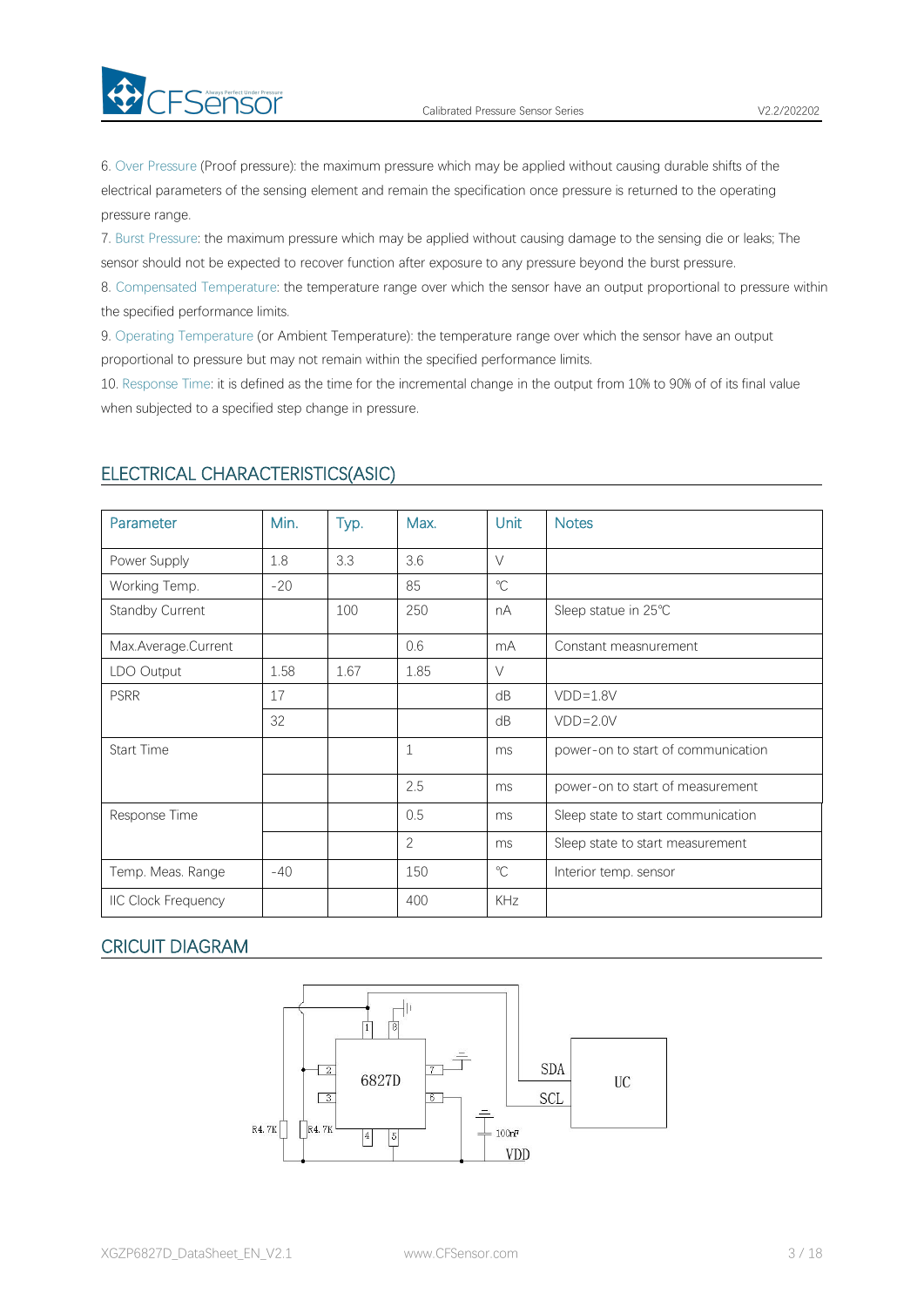6. Over Pressure (Proof pressure): the maximum pressure which may be applied without causing durable shifts of the electrical parameters of the sensing element and remain the specification once pressure is returned to the operating pressure range.

7. Burst Pressure: the maximum pressure which may be applied without causing damage to the sensing die or leaks; The sensor should not be expected to recover function after exposure to any pressure beyond the burst pressure.

8. Compensated Temperature: the temperature range over which the sensor have an output proportional to pressure within the specified performance limits.

9. Operating Temperature (or Ambient Temperature): the temperature range over which the sensor have an output proportional to pressure but may not remain within the specified performance limits.

10. Response Time: it is defined as the time for the incremental change in the output from 10% to 90% of of its final value when subjected to a specified step change in pressure.

## ELECTRICAL CHARACTERISTICS(ASIC)

| Parameter | Min. | Typ. | Max. | Unit | Notes |
| --- | --- | --- | --- | --- | --- |
| Power Supply | 1.8 | 3.3 | 3.6 | V | |
| Working Temp. | -20 | | 85 | ℃ | |
| Standby Current | | 100 | 250 | nA | Sleep statue in 25℃ |
| Max.Average.Current | | | 0.6 | mA | Constant measnurement |
| LDO Output | 1.58 | 1.67 | 1.85 | V | |
| PSRR | 17 | | | dB | VDD=1.8V |
| | 32 | | | dB | VDD=2.0V |
| Start Time | | | 1 | ms | power-on to start of communication |
| | | | 2.5 | ms | power-on to start of measurement |
| Response Time | | | 0.5 | ms | Sleep state to start communication |
| | | | 2 | ms | Sleep state to start measurement |
| Temp. Meas. Range | -40 | | 150 | ℃ | Interior temp. sensor |
| IIC Clock Frequency | | | 400 | KHz | |

## CRICUIT DIAGRAM

6827D, UC, SDA, SCL, VDD, 100nF, R4.7K, R4.7K, pins 1–8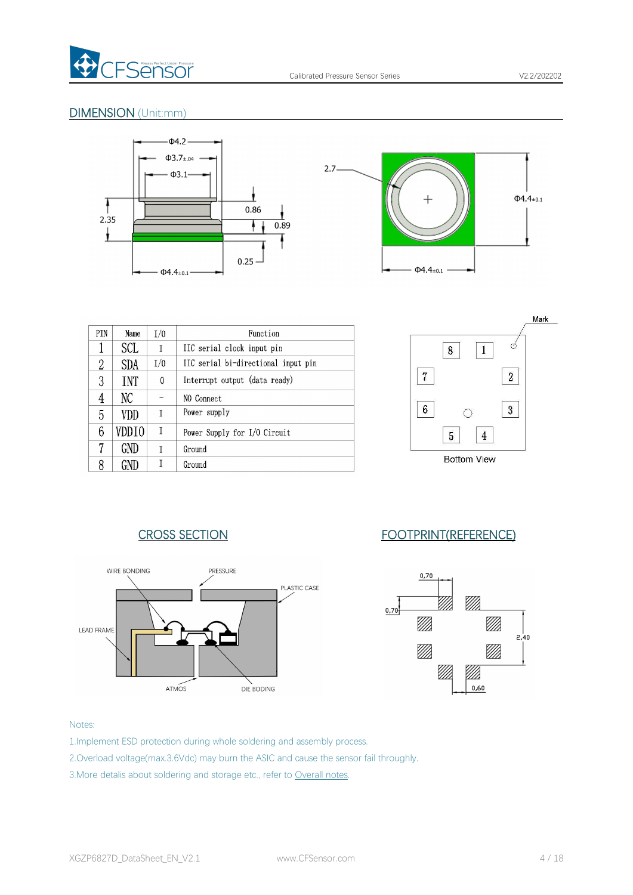## DIMENSION (Unit:mm)

| PIN | Name | I/O | Function |
|---|---|---|---|
| 1 | SCL | I | IIC serial clock input pin |
| 2 | SDA | I/O | IIC serial bi-directional input pin |
| 3 | INT | O | Interrupt output (data ready) |
| 4 | NC | - | NO Connect |
| 5 | VDD | I | Power supply |
| 6 | VDDIO | I | Power Supply for I/O Circuit |
| 7 | GND | I | Ground |
| 8 | GND | I | Ground |

Bottom View

## CROSS SECTION

## FOOTPRINT(REFERENCE)

Notes:

1. Implement ESD protection during whole soldering and assembly process.
2. Overload voltage(max.3.6Vdc) may burn the ASIC and cause the sensor fail throughly.
3. More detalis about soldering and storage etc., refer to Overall notes.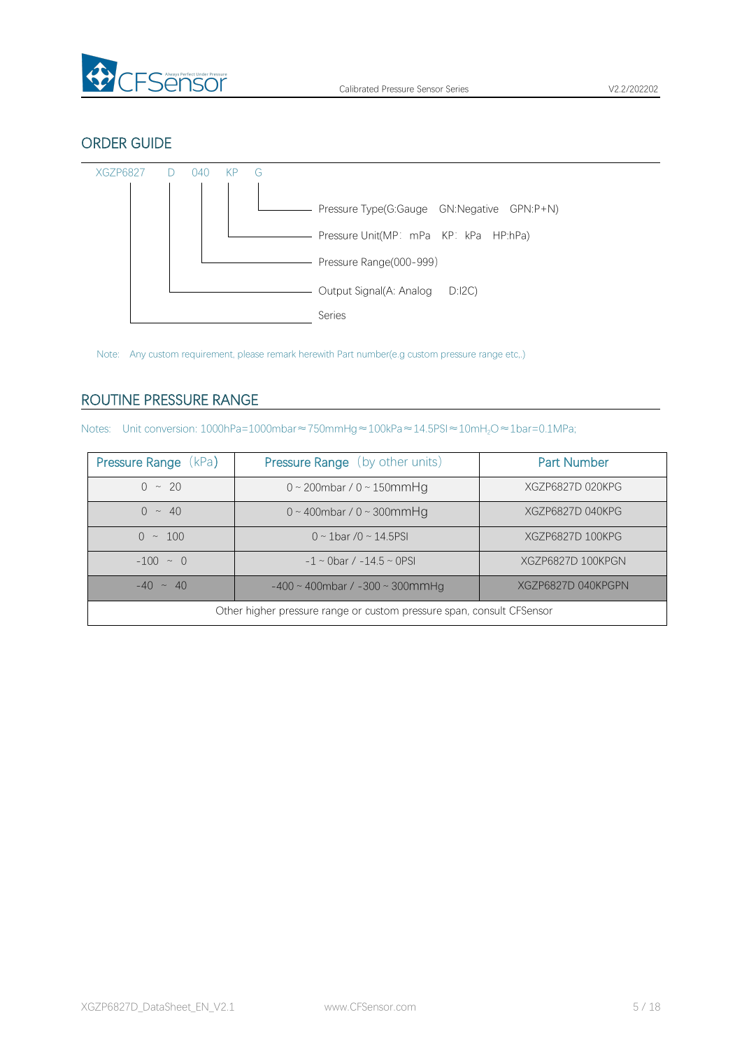## ORDER GUIDE

XGZP6827 D 040 KP G

- G — Pressure Type(G:Gauge GN:Negative GPN:P+N)
- KP — Pressure Unit(MP: mPa KP: kPa HP:hPa)
- 040 — Pressure Range(000-999)
- D — Output Signal(A: Analog D:I2C)
- XGZP6827 — Series

Note: Any custom requirement, please remark herewith Part number(e.g custom pressure range etc.)

## ROUTINE PRESSURE RANGE

Notes: Unit conversion: 1000hPa=1000mbar≈750mmHg≈100kPa≈14.5PSI≈10m$H_2O$≈1bar=0.1MPa;

| Pressure Range (kPa) | Pressure Range (by other units) | Part Number |
|---|---|---|
| 0 ~ 20 | 0 ~ 200mbar / 0 ~ 150mmHg | XGZP6827D 020KPG |
| 0 ~ 40 | 0 ~ 400mbar / 0 ~ 300mmHg | XGZP6827D 040KPG |
| 0 ~ 100 | 0 ~ 1bar /0 ~ 14.5PSI | XGZP6827D 100KPG |
| -100 ~ 0 | -1 ~ 0bar / -14.5 ~ 0PSI | XGZP6827D 100KPGN |
| -40 ~ 40 | -400 ~ 400mbar / -300 ~ 300mmHg | XGZP6827D 040KPGPN |
| Other higher pressure range or custom pressure span, consult CFSensor | | |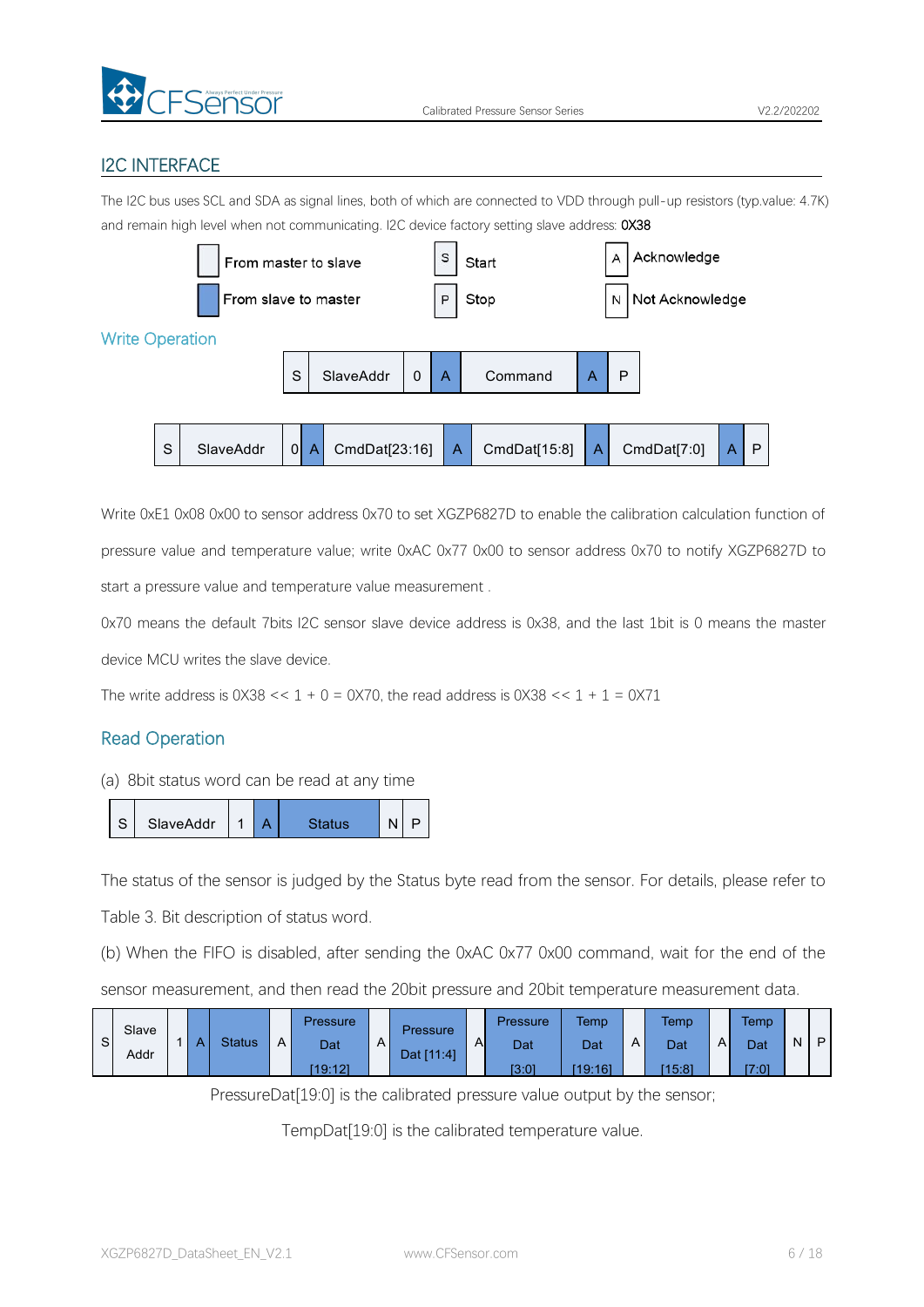## I2C INTERFACE

The I2C bus uses SCL and SDA as signal lines, both of which are connected to VDD through pull-up resistors (typ.value: 4.7K) and remain high level when not communicating. I2C device factory setting slave address: **0X38**

| Symbol | Meaning |
|---|---|
| (white box) | From master to slave |
| (blue box) | From slave to master |
| S | Start |
| P | Stop |
| A | Acknowledge |
| N | Not Acknowledge |

### Write Operation

| S | SlaveAddr | 0 | A | Command | A | P |
|---|---|---|---|---|---|---|

| S | SlaveAddr | 0 | A | CmdDat[23:16] | A | CmdDat[15:8] | A | CmdDat[7:0] | A | P |
|---|---|---|---|---|---|---|---|---|---|---|

Write 0xE1 0x08 0x00 to sensor address 0x70 to set XGZP6827D to enable the calibration calculation function of pressure value and temperature value; write 0xAC 0x77 0x00 to sensor address 0x70 to notify XGZP6827D to start a pressure value and temperature value measurement .

0x70 means the default 7bits I2C sensor slave device address is 0x38, and the last 1bit is 0 means the master device MCU writes the slave device.

The write address is 0X38 << 1 + 0 = 0X70, the read address is 0X38 << 1 + 1 = 0X71

### Read Operation

(a) 8bit status word can be read at any time

| S | SlaveAddr | 1 | A | Status | N | P |
|---|---|---|---|---|---|---|

The status of the sensor is judged by the Status byte read from the sensor. For details, please refer to Table 3. Bit description of status word.

(b) When the FIFO is disabled, after sending the 0xAC 0x77 0x00 command, wait for the end of the sensor measurement, and then read the 20bit pressure and 20bit temperature measurement data.

| S | Slave Addr | 1 | A | Status | A | Pressure Dat [19:12] | A | Pressure Dat [11:4] | A | Pressure Dat [3:0] | Temp Dat [19:16] | A | Temp Dat [15:8] | A | Temp Dat [7:0] | N | P |
|---|---|---|---|---|---|---|---|---|---|---|---|---|---|---|---|---|---|

PressureDat[19:0] is the calibrated pressure value output by the sensor;

TempDat[19:0] is the calibrated temperature value.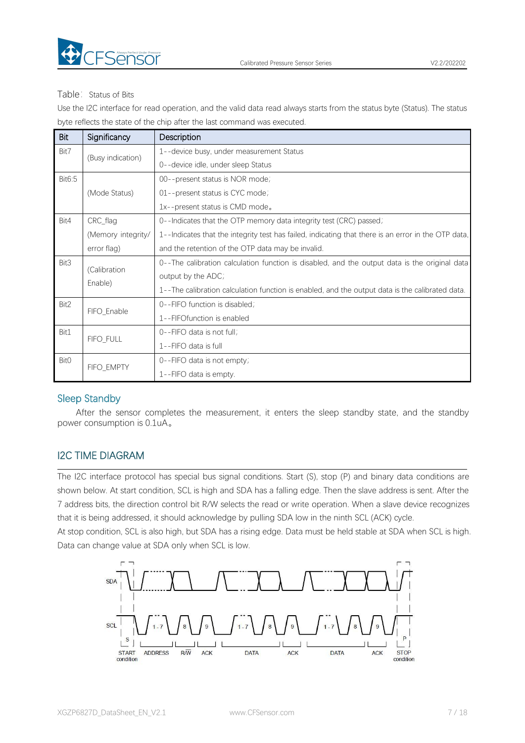Table： Status of Bits

Use the I2C interface for read operation, and the valid data read always starts from the status byte (Status). The status byte reflects the state of the chip after the last command was executed.

| Bit | Significancy | Description |
|---|---|---|
| Bit7 | (Busy indication) | 1--device busy, under measurement Status<br>0--device idle, under sleep Status |
| Bit6:5 | (Mode Status) | 00--present status is NOR mode;<br>01--present status is CYC mode;<br>1x--present status is CMD mode。 |
| Bit4 | CRC_flag (Memory integrity/ error flag) | 0--Indicates that the OTP memory data integrity test (CRC) passed;<br>1--Indicates that the integrity test has failed, indicating that there is an error in the OTP data, and the retention of the OTP data may be invalid. |
| Bit3 | (Calibration Enable) | 0--The calibration calculation function is disabled, and the output data is the original data output by the ADC;<br>1--The calibration calculation function is enabled, and the output data is the calibrated data. |
| Bit2 | FIFO_Enable | 0--FIFO function is disabled;<br>1--FIFOfunction is enabled |
| Bit1 | FIFO_FULL | 0--FIFO data is not full;<br>1--FIFO data is full |
| Bit0 | FIFO_EMPTY | 0--FIFO data is not empty;<br>1--FIFO data is empty. |

## Sleep Standby

After the sensor completes the measurement, it enters the sleep standby state, and the standby power consumption is 0.1uA。

## I2C TIME DIAGRAM

The I2C interface protocol has special bus signal conditions. Start (S), stop (P) and binary data conditions are shown below. At start condition, SCL is high and SDA has a falling edge. Then the slave address is sent. After the 7 address bits, the direction control bit R/W selects the read or write operation. When a slave device recognizes that it is being addressed, it should acknowledge by pulling SDA low in the ninth SCL (ACK) cycle.

At stop condition, SCL is also high, but SDA has a rising edge. Data must be held stable at SDA when SCL is high. Data can change value at SDA only when SCL is low.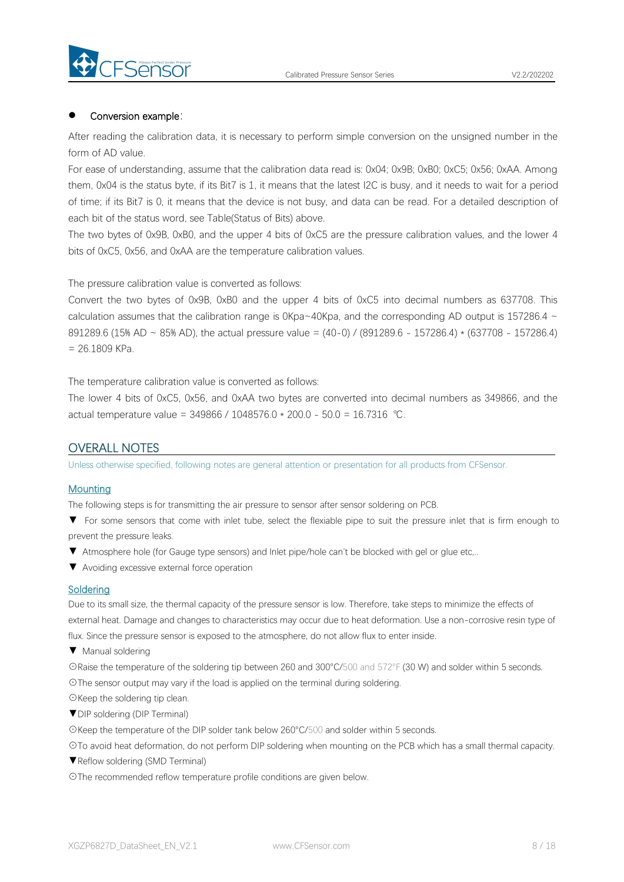- Conversion example：

After reading the calibration data, it is necessary to perform simple conversion on the unsigned number in the form of AD value.

For ease of understanding, assume that the calibration data read is: 0x04; 0x9B; 0xB0; 0xC5; 0x56; 0xAA. Among them, 0x04 is the status byte, if its Bit7 is 1, it means that the latest I2C is busy, and it needs to wait for a period of time; if its Bit7 is 0, it means that the device is not busy, and data can be read. For a detailed description of each bit of the status word, see Table(Status of Bits) above.

The two bytes of 0x9B, 0xB0, and the upper 4 bits of 0xC5 are the pressure calibration values, and the lower 4 bits of 0xC5, 0x56, and 0xAA are the temperature calibration values.

The pressure calibration value is converted as follows:

Convert the two bytes of 0x9B, 0xB0 and the upper 4 bits of 0xC5 into decimal numbers as 637708. This calculation assumes that the calibration range is 0Kpa~40Kpa, and the corresponding AD output is 157286.4 ~ 891289.6 (15% AD ~ 85% AD), the actual pressure value = (40-0) / (891289.6 - 157286.4) * (637708 - 157286.4) = 26.1809 KPa.

The temperature calibration value is converted as follows:

The lower 4 bits of 0xC5, 0x56, and 0xAA two bytes are converted into decimal numbers as 349866, and the actual temperature value = 349866 / 1048576.0 * 200.0 - 50.0 = 16.7316 ℃.

## OVERALL NOTES

Unless otherwise specified, following notes are general attention or presentation for all products from CFSensor.

### Mounting

The following steps is for transmitting the air pressure to sensor after sensor soldering on PCB.

▼ For some sensors that come with inlet tube, select the flexiable pipe to suit the pressure inlet that is firm enough to prevent the pressure leaks.

▼ Atmosphere hole (for Gauge type sensors) and Inlet pipe/hole can't be blocked with gel or glue etc,..

▼ Avoiding excessive external force operation

### Soldering

Due to its small size, the thermal capacity of the pressure sensor is low. Therefore, take steps to minimize the effects of external heat. Damage and changes to characteristics may occur due to heat deformation. Use a non-corrosive resin type of flux. Since the pressure sensor is exposed to the atmosphere, do not allow flux to enter inside.

▼ Manual soldering

⊙Raise the temperature of the soldering tip between 260 and 300°C/500 and 572°F (30 W) and solder within 5 seconds.

⊙The sensor output may vary if the load is applied on the terminal during soldering.

⊙Keep the soldering tip clean.

▼DIP soldering (DIP Terminal)

⊙Keep the temperature of the DIP solder tank below 260°C/500 and solder within 5 seconds.

⊙To avoid heat deformation, do not perform DIP soldering when mounting on the PCB which has a small thermal capacity.

▼Reflow soldering (SMD Terminal)

⊙The recommended reflow temperature profile conditions are given below.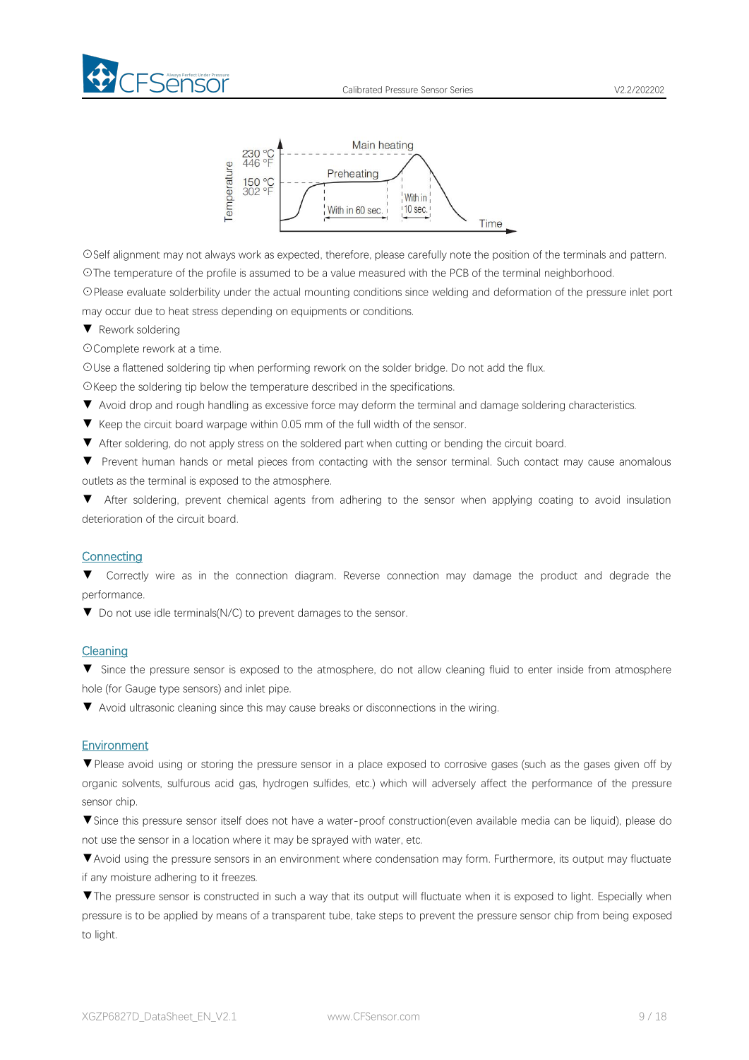⊙Self alignment may not always work as expected, therefore, please carefully note the position of the terminals and pattern.

⊙The temperature of the profile is assumed to be a value measured with the PCB of the terminal neighborhood.

⊙Please evaluate solderbility under the actual mounting conditions since welding and deformation of the pressure inlet port may occur due to heat stress depending on equipments or conditions.

▼ Rework soldering

⊙Complete rework at a time.

⊙Use a flattened soldering tip when performing rework on the solder bridge. Do not add the flux.

⊙Keep the soldering tip below the temperature described in the specifications.

▼ Avoid drop and rough handling as excessive force may deform the terminal and damage soldering characteristics.

▼ Keep the circuit board warpage within 0.05 mm of the full width of the sensor.

▼ After soldering, do not apply stress on the soldered part when cutting or bending the circuit board.

▼ Prevent human hands or metal pieces from contacting with the sensor terminal. Such contact may cause anomalous outlets as the terminal is exposed to the atmosphere.

▼ After soldering, prevent chemical agents from adhering to the sensor when applying coating to avoid insulation deterioration of the circuit board.

## Connecting

▼ Correctly wire as in the connection diagram. Reverse connection may damage the product and degrade the performance.

▼ Do not use idle terminals(N/C) to prevent damages to the sensor.

## Cleaning

▼ Since the pressure sensor is exposed to the atmosphere, do not allow cleaning fluid to enter inside from atmosphere hole (for Gauge type sensors) and inlet pipe.

▼ Avoid ultrasonic cleaning since this may cause breaks or disconnections in the wiring.

## Environment

▼Please avoid using or storing the pressure sensor in a place exposed to corrosive gases (such as the gases given off by organic solvents, sulfurous acid gas, hydrogen sulfides, etc.) which will adversely affect the performance of the pressure sensor chip.

▼Since this pressure sensor itself does not have a water-proof construction(even available media can be liquid), please do not use the sensor in a location where it may be sprayed with water, etc.

▼Avoid using the pressure sensors in an environment where condensation may form. Furthermore, its output may fluctuate if any moisture adhering to it freezes.

▼The pressure sensor is constructed in such a way that its output will fluctuate when it is exposed to light. Especially when pressure is to be applied by means of a transparent tube, take steps to prevent the pressure sensor chip from being exposed to light.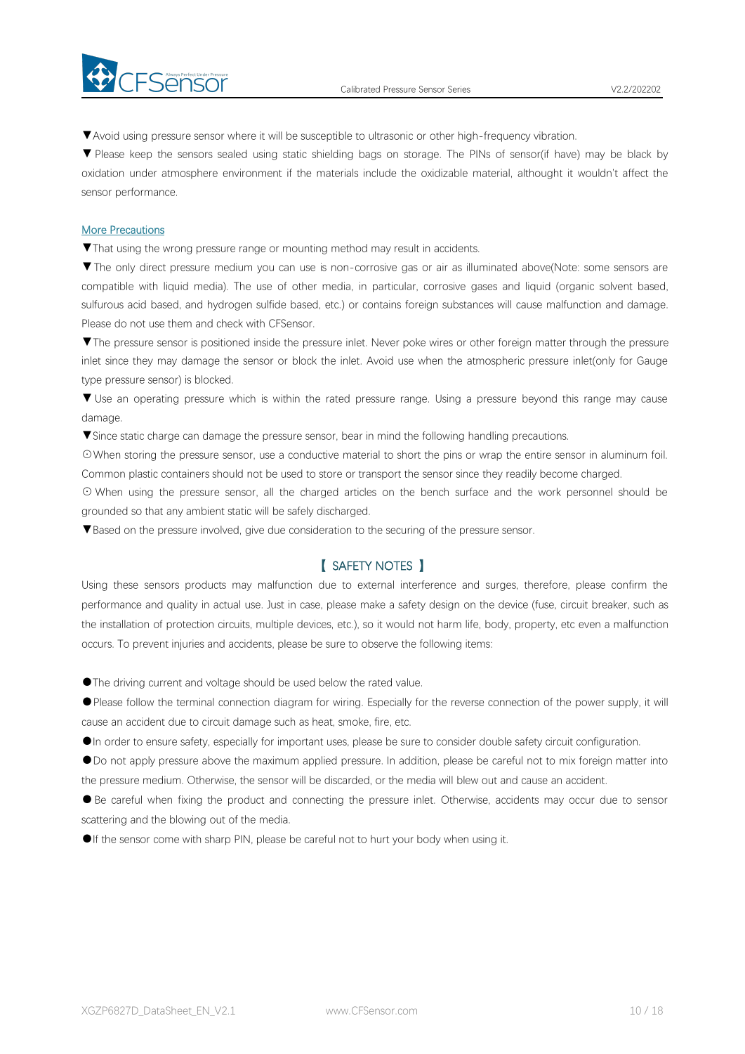▼Avoid using pressure sensor where it will be susceptible to ultrasonic or other high-frequency vibration.

▼Please keep the sensors sealed using static shielding bags on storage. The PINs of sensor(if have) may be black by oxidation under atmosphere environment if the materials include the oxidizable material, althought it wouldn't affect the sensor performance.

More Precautions

▼That using the wrong pressure range or mounting method may result in accidents.

▼The only direct pressure medium you can use is non-corrosive gas or air as illuminated above(Note: some sensors are compatible with liquid media). The use of other media, in particular, corrosive gases and liquid (organic solvent based, sulfurous acid based, and hydrogen sulfide based, etc.) or contains foreign substances will cause malfunction and damage. Please do not use them and check with CFSensor.

▼The pressure sensor is positioned inside the pressure inlet. Never poke wires or other foreign matter through the pressure inlet since they may damage the sensor or block the inlet. Avoid use when the atmospheric pressure inlet(only for Gauge type pressure sensor) is blocked.

▼Use an operating pressure which is within the rated pressure range. Using a pressure beyond this range may cause damage.

▼Since static charge can damage the pressure sensor, bear in mind the following handling precautions.

⊙When storing the pressure sensor, use a conductive material to short the pins or wrap the entire sensor in aluminum foil. Common plastic containers should not be used to store or transport the sensor since they readily become charged.

⊙When using the pressure sensor, all the charged articles on the bench surface and the work personnel should be grounded so that any ambient static will be safely discharged.

▼Based on the pressure involved, give due consideration to the securing of the pressure sensor.

## 【 SAFETY NOTES 】

Using these sensors products may malfunction due to external interference and surges, therefore, please confirm the performance and quality in actual use. Just in case, please make a safety design on the device (fuse, circuit breaker, such as the installation of protection circuits, multiple devices, etc.), so it would not harm life, body, property, etc even a malfunction occurs. To prevent injuries and accidents, please be sure to observe the following items:

●The driving current and voltage should be used below the rated value.

●Please follow the terminal connection diagram for wiring. Especially for the reverse connection of the power supply, it will cause an accident due to circuit damage such as heat, smoke, fire, etc.

●In order to ensure safety, especially for important uses, please be sure to consider double safety circuit configuration.

●Do not apply pressure above the maximum applied pressure. In addition, please be careful not to mix foreign matter into the pressure medium. Otherwise, the sensor will be discarded, or the media will blew out and cause an accident.

●Be careful when fixing the product and connecting the pressure inlet. Otherwise, accidents may occur due to sensor scattering and the blowing out of the media.

●If the sensor come with sharp PIN, please be careful not to hurt your body when using it.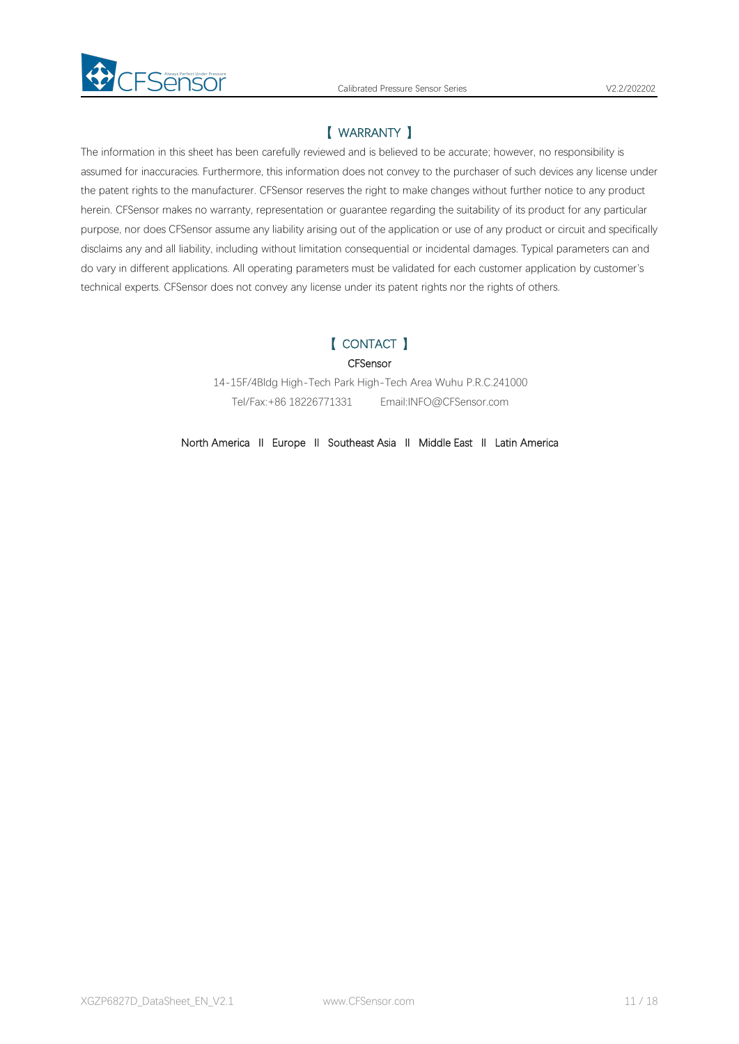## 【 WARRANTY 】

The information in this sheet has been carefully reviewed and is believed to be accurate; however, no responsibility is assumed for inaccuracies. Furthermore, this information does not convey to the purchaser of such devices any license under the patent rights to the manufacturer. CFSensor reserves the right to make changes without further notice to any product herein. CFSensor makes no warranty, representation or guarantee regarding the suitability of its product for any particular purpose, nor does CFSensor assume any liability arising out of the application or use of any product or circuit and specifically disclaims any and all liability, including without limitation consequential or incidental damages. Typical parameters can and do vary in different applications. All operating parameters must be validated for each customer application by customer's technical experts. CFSensor does not convey any license under its patent rights nor the rights of others.

## 【 CONTACT 】

CFSensor

14-15F/4Bldg High-Tech Park High-Tech Area Wuhu P.R.C.241000

Tel/Fax:+86 18226771331 Email:INFO@CFSensor.com

North America II Europe II Southeast Asia II Middle East II Latin America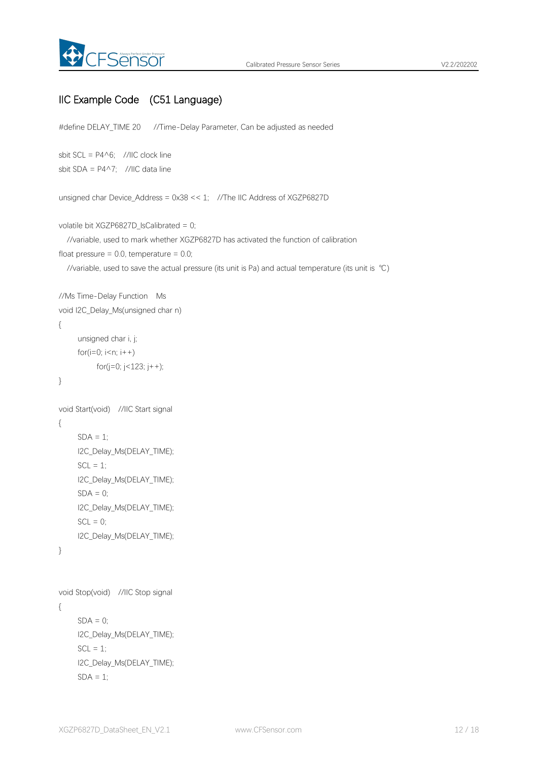## IIC Example Code (C51 Language)

```
#define DELAY_TIME 20     //Time-Delay Parameter, Can be adjusted as needed

sbit SCL = P4^6;   //IIC clock line
sbit SDA = P4^7;   //IIC data line

unsigned char Device_Address = 0x38 << 1;   //The IIC Address of XGZP6827D

volatile bit XGZP6827D_IsCalibrated = 0;
   //variable, used to mark whether XGZP6827D has activated the function of calibration
float pressure = 0.0, temperature = 0.0;
   //variable, used to save the actual pressure (its unit is Pa) and actual temperature (its unit is ℃)

//Ms Time-Delay Function   Ms
void I2C_Delay_Ms(unsigned char n)
{
      unsigned char i, j;
      for(i=0; i<n; i++)
            for(j=0; j<123; j++);
}

void Start(void)   //IIC Start signal
{
      SDA = 1;
      I2C_Delay_Ms(DELAY_TIME);
      SCL = 1;
      I2C_Delay_Ms(DELAY_TIME);
      SDA = 0;
      I2C_Delay_Ms(DELAY_TIME);
      SCL = 0;
      I2C_Delay_Ms(DELAY_TIME);
}


void Stop(void)   //IIC Stop signal
{
      SDA = 0;
      I2C_Delay_Ms(DELAY_TIME);
      SCL = 1;
      I2C_Delay_Ms(DELAY_TIME);
      SDA = 1;
```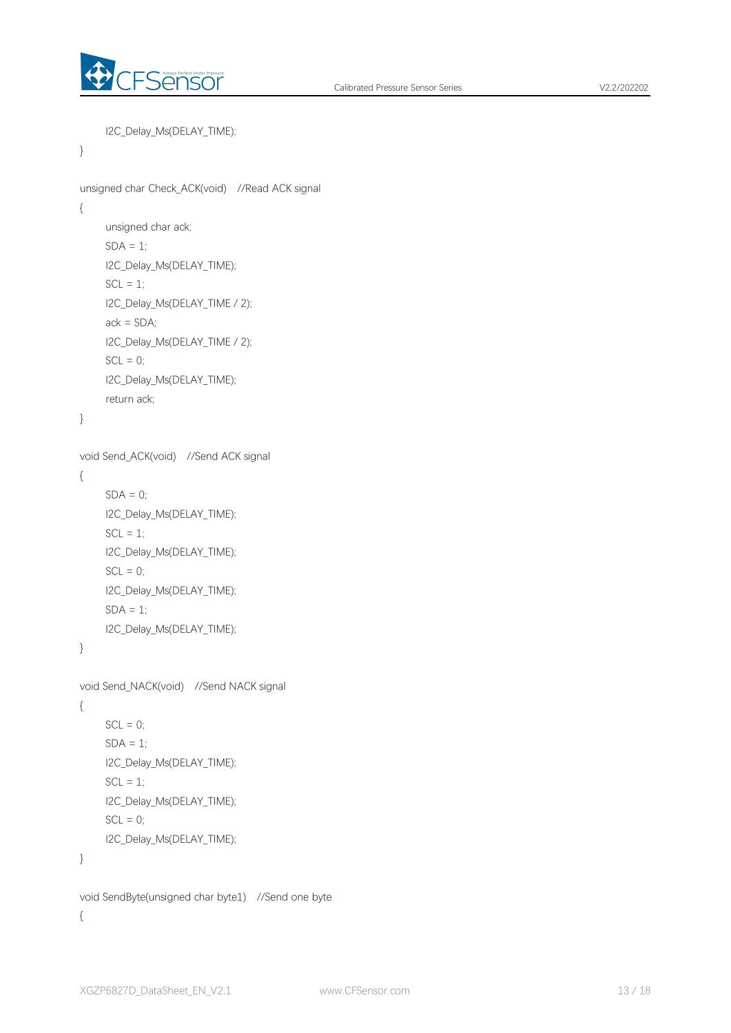```
    I2C_Delay_Ms(DELAY_TIME);
}

unsigned char Check_ACK(void)    //Read ACK signal
{
    unsigned char ack;
    SDA = 1;
    I2C_Delay_Ms(DELAY_TIME);
    SCL = 1;
    I2C_Delay_Ms(DELAY_TIME / 2);
    ack = SDA;
    I2C_Delay_Ms(DELAY_TIME / 2);
    SCL = 0;
    I2C_Delay_Ms(DELAY_TIME);
    return ack;
}

void Send_ACK(void)    //Send ACK signal
{
    SDA = 0;
    I2C_Delay_Ms(DELAY_TIME);
    SCL = 1;
    I2C_Delay_Ms(DELAY_TIME);
    SCL = 0;
    I2C_Delay_Ms(DELAY_TIME);
    SDA = 1;
    I2C_Delay_Ms(DELAY_TIME);
}

void Send_NACK(void)    //Send NACK signal
{
    SCL = 0;
    SDA = 1;
    I2C_Delay_Ms(DELAY_TIME);
    SCL = 1;
    I2C_Delay_Ms(DELAY_TIME);
    SCL = 0;
    I2C_Delay_Ms(DELAY_TIME);
}

void SendByte(unsigned char byte1)    //Send one byte
{
```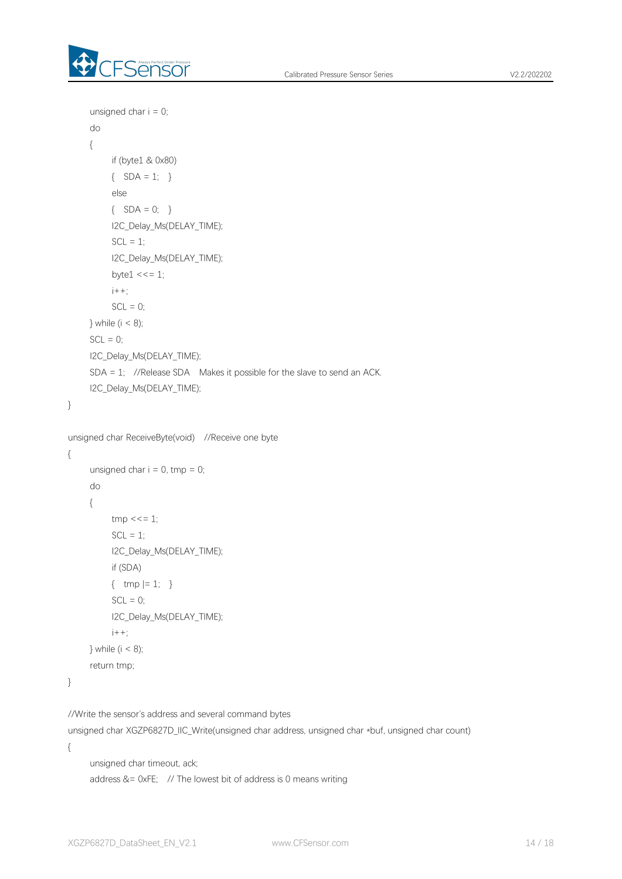```c
    unsigned char i = 0;
    do
    {
        if (byte1 & 0x80)
        {   SDA = 1;   }
        else
        {   SDA = 0;   }
        I2C_Delay_Ms(DELAY_TIME);
        SCL = 1;
        I2C_Delay_Ms(DELAY_TIME);
        byte1 <<= 1;
        i++;
        SCL = 0;
    } while (i < 8);
    SCL = 0;
    I2C_Delay_Ms(DELAY_TIME);
    SDA = 1;   //Release SDA   Makes it possible for the slave to send an ACK.
    I2C_Delay_Ms(DELAY_TIME);
}

unsigned char ReceiveByte(void)   //Receive one byte
{
    unsigned char i = 0, tmp = 0;
    do
    {
        tmp <<= 1;
        SCL = 1;
        I2C_Delay_Ms(DELAY_TIME);
        if (SDA)
        {   tmp |= 1;   }
        SCL = 0;
        I2C_Delay_Ms(DELAY_TIME);
        i++;
    } while (i < 8);
    return tmp;
}

//Write the sensor's address and several command bytes
unsigned char XGZP6827D_IIC_Write(unsigned char address, unsigned char *buf, unsigned char count)
{
    unsigned char timeout, ack;
    address &= 0xFE;   // The lowest bit of address is 0 means writing
```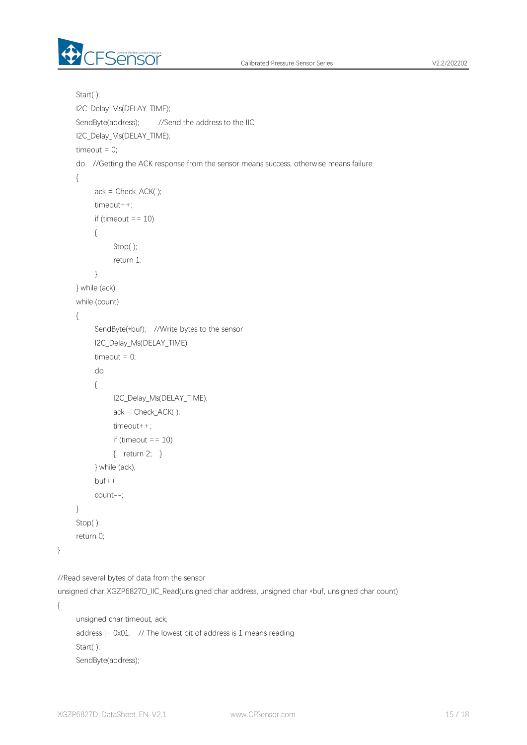```
    Start( );
    I2C_Delay_Ms(DELAY_TIME);
    SendByte(address);       //Send the address to the IIC
    I2C_Delay_Ms(DELAY_TIME);
    timeout = 0;
    do   //Getting the ACK response from the sensor means success, otherwise means failure
    {
        ack = Check_ACK( );
        timeout++;
        if (timeout == 10)
        {
            Stop( );
            return 1;
        }
    } while (ack);
    while (count)
    {
        SendByte(*buf);   //Write bytes to the sensor
        I2C_Delay_Ms(DELAY_TIME);
        timeout = 0;
        do
        {
            I2C_Delay_Ms(DELAY_TIME);
            ack = Check_ACK( );
            timeout++;
            if (timeout == 10)
            {   return 2;   }
        } while (ack);
        buf++;
        count--;
    }
    Stop( );
    return 0;
}

//Read several bytes of data from the sensor
unsigned char XGZP6827D_IIC_Read(unsigned char address, unsigned char *buf, unsigned char count)
{
    unsigned char timeout, ack;
    address |= 0x01;   // The lowest bit of address is 1 means reading
    Start( );
    SendByte(address);
```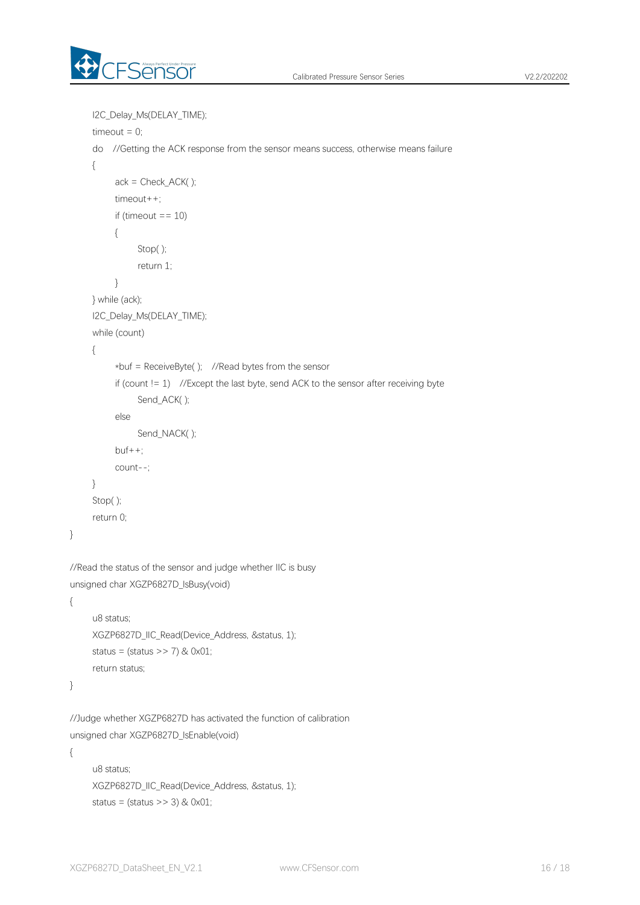```
    I2C_Delay_Ms(DELAY_TIME);
    timeout = 0;
    do   //Getting the ACK response from the sensor means success, otherwise means failure
    {
        ack = Check_ACK( );
        timeout++;
        if (timeout == 10)
        {
            Stop( );
            return 1;
        }
    } while (ack);
    I2C_Delay_Ms(DELAY_TIME);
    while (count)
    {
        *buf = ReceiveByte( );   //Read bytes from the sensor
        if (count != 1)   //Except the last byte, send ACK to the sensor after receiving byte
            Send_ACK( );
        else
            Send_NACK( );
        buf++;
        count--;
    }
    Stop( );
    return 0;
}

//Read the status of the sensor and judge whether IIC is busy
unsigned char XGZP6827D_IsBusy(void)
{
    u8 status;
    XGZP6827D_IIC_Read(Device_Address, &status, 1);
    status = (status >> 7) & 0x01;
    return status;
}

//Judge whether XGZP6827D has activated the function of calibration
unsigned char XGZP6827D_IsEnable(void)
{
    u8 status;
    XGZP6827D_IIC_Read(Device_Address, &status, 1);
    status = (status >> 3) & 0x01;
```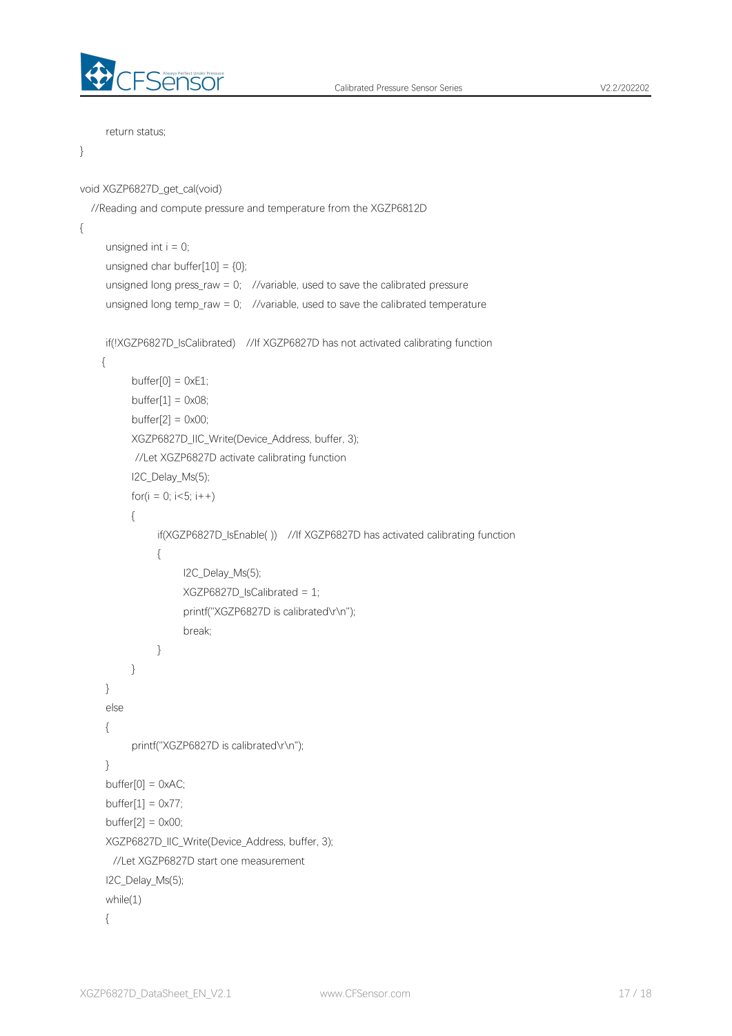```
        return status;
}

void XGZP6827D_get_cal(void)
   //Reading and compute pressure and temperature from the XGZP6812D
{
        unsigned int i = 0;
        unsigned char buffer[10] = {0};
        unsigned long press_raw = 0;   //variable, used to save the calibrated pressure
        unsigned long temp_raw = 0;   //variable, used to save the calibrated temperature

        if(!XGZP6827D_IsCalibrated)   //If XGZP6827D has not activated calibrating function
       {
               buffer[0] = 0xE1;
               buffer[1] = 0x08;
               buffer[2] = 0x00;
               XGZP6827D_IIC_Write(Device_Address, buffer, 3);
                //Let XGZP6827D activate calibrating function
               I2C_Delay_Ms(5);
               for(i = 0; i<5; i++)
               {
                       if(XGZP6827D_IsEnable( ))   //If XGZP6827D has activated calibrating function
                       {
                               I2C_Delay_Ms(5);
                               XGZP6827D_IsCalibrated = 1;
                               printf("XGZP6827D is calibrated\r\n");
                               break;
                       }
               }
        }
        else
        {
               printf("XGZP6827D is calibrated\r\n");
        }
        buffer[0] = 0xAC;
        buffer[1] = 0x77;
        buffer[2] = 0x00;
        XGZP6827D_IIC_Write(Device_Address, buffer, 3);
          //Let XGZP6827D start one measurement
        I2C_Delay_Ms(5);
        while(1)
        {
```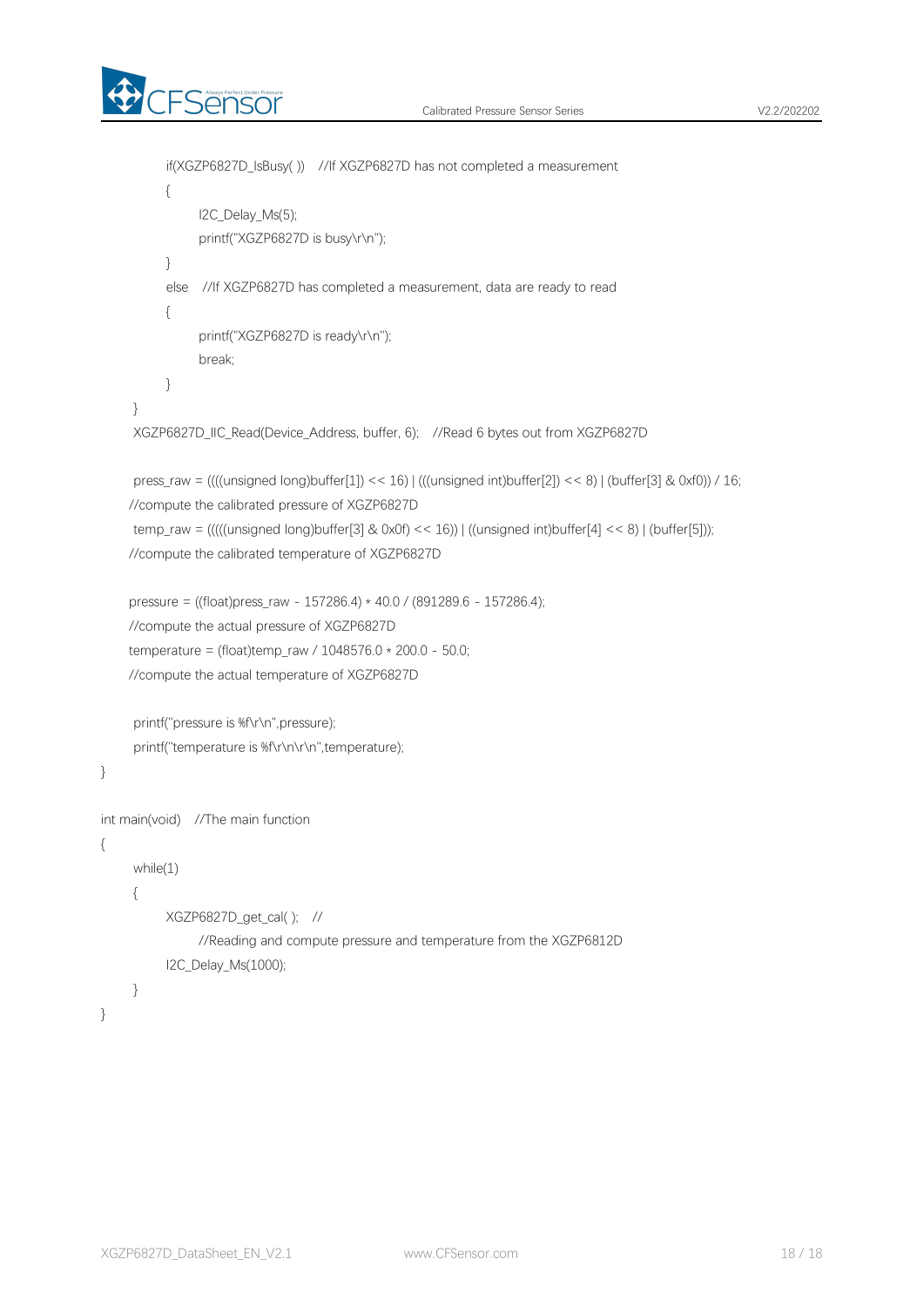```
        if(XGZP6827D_IsBusy( ))   //If XGZP6827D has not completed a measurement
        {
            I2C_Delay_Ms(5);
            printf("XGZP6827D is busy\r\n");
        }
        else   //If XGZP6827D has completed a measurement, data are ready to read
        {
            printf("XGZP6827D is ready\r\n");
            break;
        }
    }
    XGZP6827D_IIC_Read(Device_Address, buffer, 6);   //Read 6 bytes out from XGZP6827D

    press_raw = ((((unsigned long)buffer[1]) << 16) | (((unsigned int)buffer[2]) << 8) | (buffer[3] & 0xf0)) / 16;
    //compute the calibrated pressure of XGZP6827D
    temp_raw = (((((unsigned long)buffer[3] & 0x0f) << 16)) | ((unsigned int)buffer[4] << 8) | (buffer[5]));
    //compute the calibrated temperature of XGZP6827D

    pressure = ((float)press_raw - 157286.4) * 40.0 / (891289.6 - 157286.4);
    //compute the actual pressure of XGZP6827D
    temperature = (float)temp_raw / 1048576.0 * 200.0 - 50.0;
    //compute the actual temperature of XGZP6827D

    printf("pressure is %f\r\n",pressure);
    printf("temperature is %f\r\n\r\n",temperature);
}

int main(void)   //The main function
{
    while(1)
    {
        XGZP6827D_get_cal( );   //
            //Reading and compute pressure and temperature from the XGZP6812D
        I2C_Delay_Ms(1000);
    }
}
```